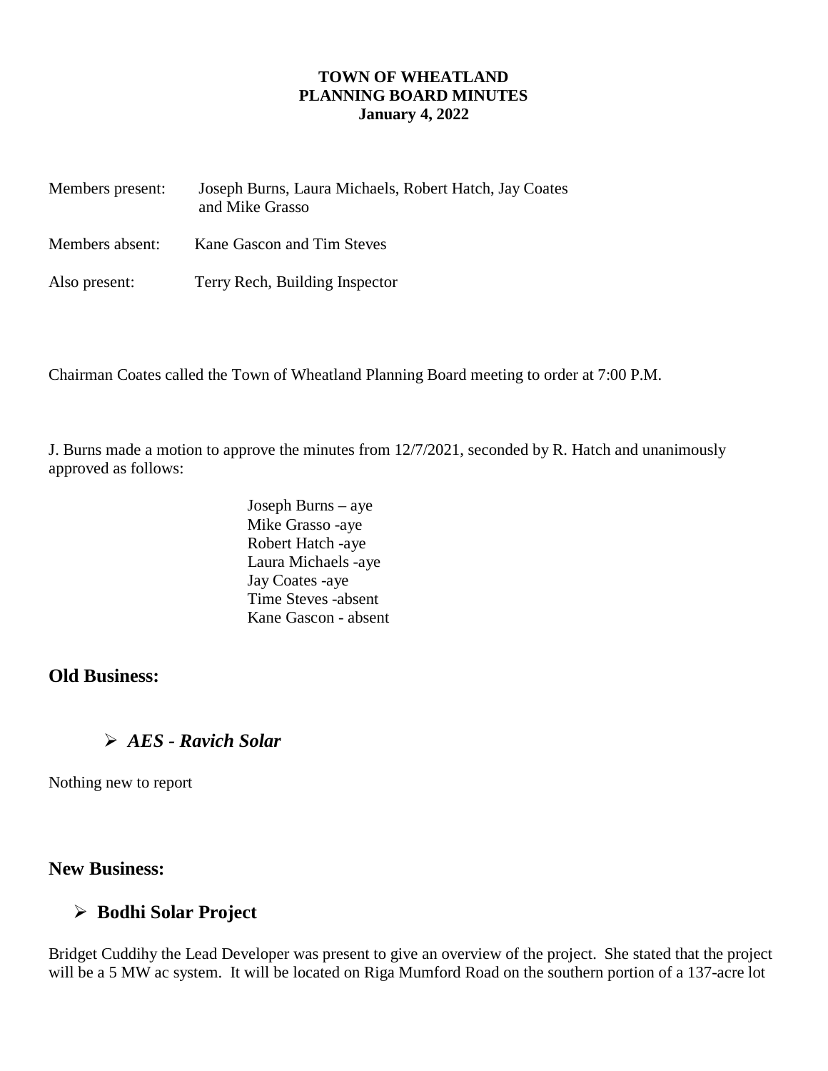**TOWN OF WHEATLAND**
**PLANNING BOARD MINUTES**
**January 4, 2022**

Members present: Joseph Burns, Laura Michaels, Robert Hatch, Jay Coates and Mike Grasso

Members absent: Kane Gascon and Tim Steves

Also present: Terry Rech, Building Inspector

Chairman Coates called the Town of Wheatland Planning Board meeting to order at 7:00 P.M.

J. Burns made a motion to approve the minutes from 12/7/2021, seconded by R. Hatch and unanimously approved as follows:

Joseph Burns – aye
Mike Grasso -aye
Robert Hatch -aye
Laura Michaels -aye
Jay Coates -aye
Time Steves -absent
Kane Gascon - absent

## Old Business:

- ***AES - Ravich Solar***

Nothing new to report

## New Business:

- **Bodhi Solar Project**

Bridget Cuddihy the Lead Developer was present to give an overview of the project. She stated that the project will be a 5 MW ac system. It will be located on Riga Mumford Road on the southern portion of a 137-acre lot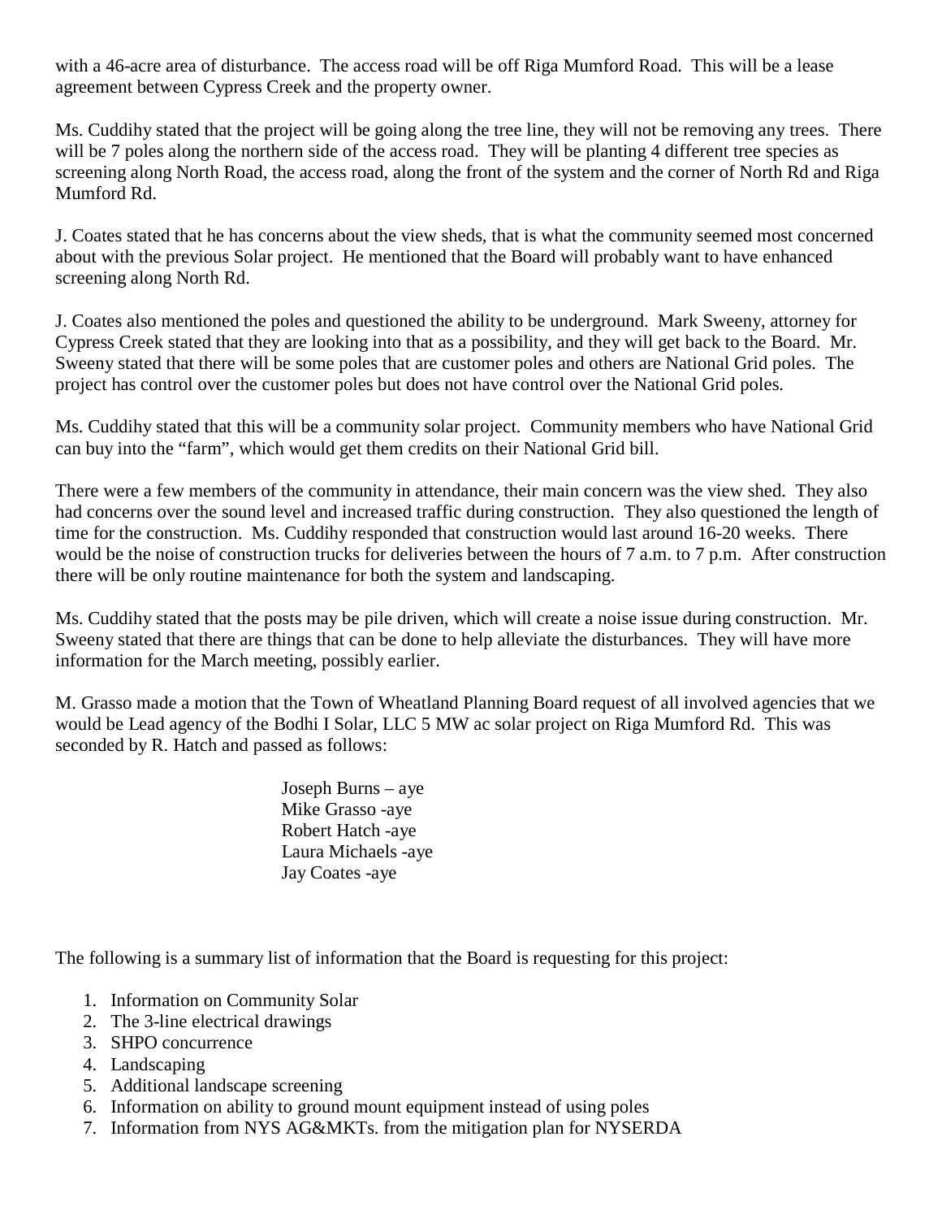with a 46-acre area of disturbance. The access road will be off Riga Mumford Road. This will be a lease agreement between Cypress Creek and the property owner.

Ms. Cuddihy stated that the project will be going along the tree line, they will not be removing any trees. There will be 7 poles along the northern side of the access road. They will be planting 4 different tree species as screening along North Road, the access road, along the front of the system and the corner of North Rd and Riga Mumford Rd.

J. Coates stated that he has concerns about the view sheds, that is what the community seemed most concerned about with the previous Solar project. He mentioned that the Board will probably want to have enhanced screening along North Rd.

J. Coates also mentioned the poles and questioned the ability to be underground. Mark Sweeny, attorney for Cypress Creek stated that they are looking into that as a possibility, and they will get back to the Board. Mr. Sweeny stated that there will be some poles that are customer poles and others are National Grid poles. The project has control over the customer poles but does not have control over the National Grid poles.

Ms. Cuddihy stated that this will be a community solar project. Community members who have National Grid can buy into the "farm", which would get them credits on their National Grid bill.

There were a few members of the community in attendance, their main concern was the view shed. They also had concerns over the sound level and increased traffic during construction. They also questioned the length of time for the construction. Ms. Cuddihy responded that construction would last around 16-20 weeks. There would be the noise of construction trucks for deliveries between the hours of 7 a.m. to 7 p.m. After construction there will be only routine maintenance for both the system and landscaping.

Ms. Cuddihy stated that the posts may be pile driven, which will create a noise issue during construction. Mr. Sweeny stated that there are things that can be done to help alleviate the disturbances. They will have more information for the March meeting, possibly earlier.

M. Grasso made a motion that the Town of Wheatland Planning Board request of all involved agencies that we would be Lead agency of the Bodhi I Solar, LLC 5 MW ac solar project on Riga Mumford Rd. This was seconded by R. Hatch and passed as follows:

Joseph Burns – aye
Mike Grasso -aye
Robert Hatch -aye
Laura Michaels -aye
Jay Coates -aye

The following is a summary list of information that the Board is requesting for this project:

1. Information on Community Solar
2. The 3-line electrical drawings
3. SHPO concurrence
4. Landscaping
5. Additional landscape screening
6. Information on ability to ground mount equipment instead of using poles
7. Information from NYS AG&MKTs. from the mitigation plan for NYSERDA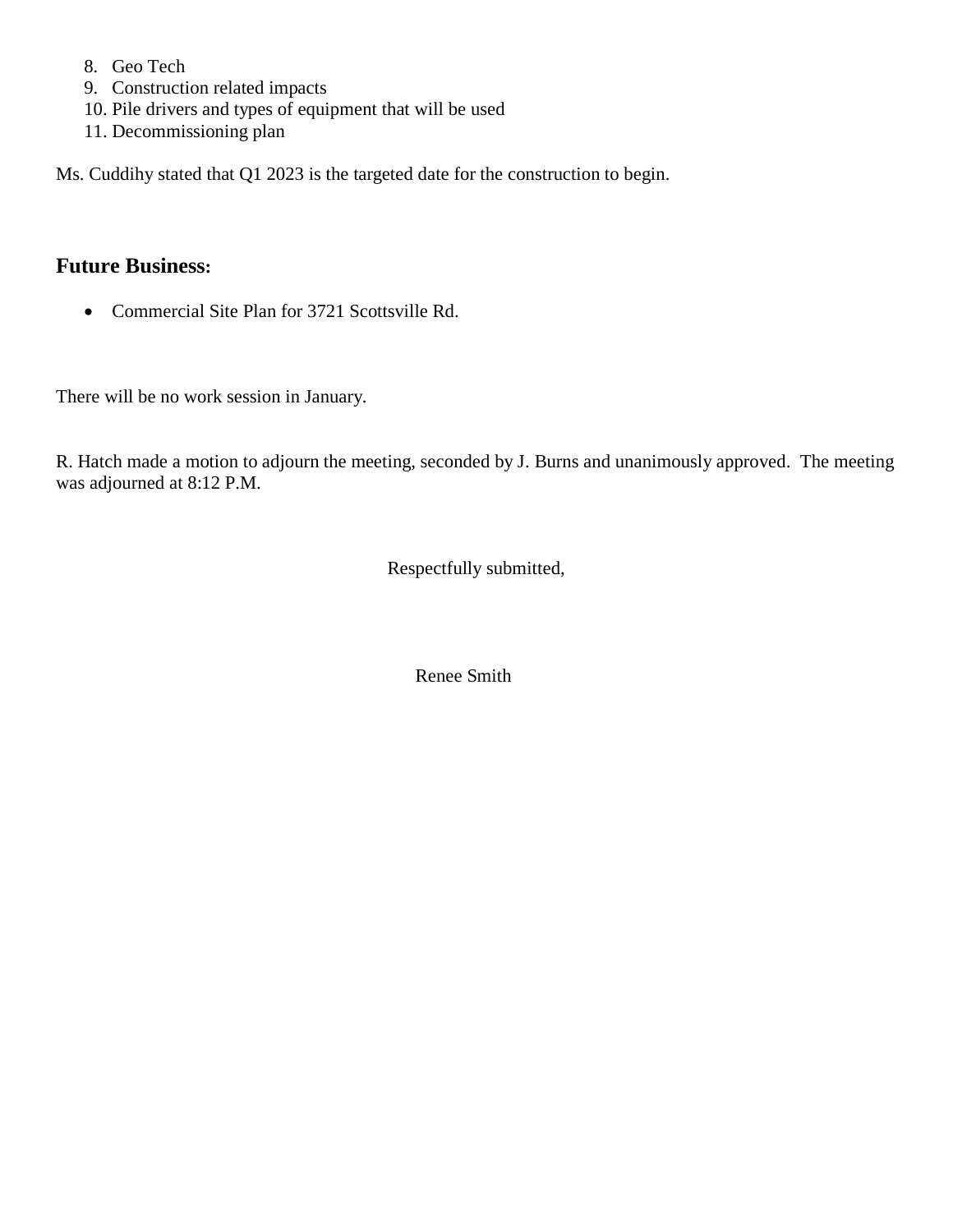8. Geo Tech
9. Construction related impacts
10. Pile drivers and types of equipment that will be used
11. Decommissioning plan

Ms. Cuddihy stated that Q1 2023 is the targeted date for the construction to begin.

## Future Business:

- Commercial Site Plan for 3721 Scottsville Rd.

There will be no work session in January.

R. Hatch made a motion to adjourn the meeting, seconded by J. Burns and unanimously approved. The meeting was adjourned at 8:12 P.M.

Respectfully submitted,

Renee Smith